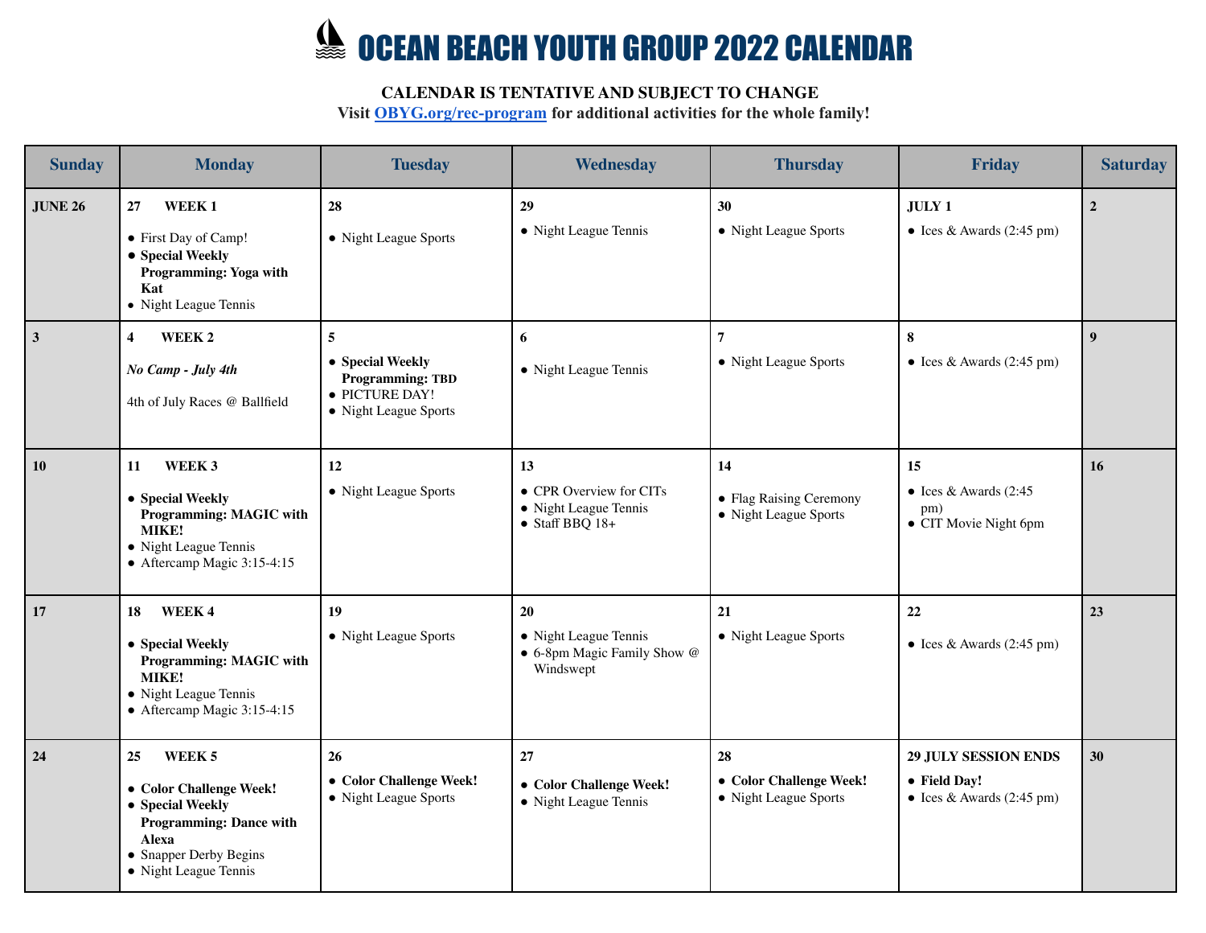# OCEAN BEACH YOUTH GROUP 2022 CALENDAR

**CALENDAR IS TENTATIVE AND SUBJECT TO CHANGE**
**Visit OBYG.org/rec-program for additional activities for the whole family!**

| Sunday | Monday | Tuesday | Wednesday | Thursday | Friday | Saturday |
|---|---|---|---|---|---|---|
| **JUNE 26** | **27 WEEK 1**<br>● First Day of Camp!<br>● **Special Weekly Programming: Yoga with Kat**<br>● Night League Tennis | **28**<br>● Night League Sports | **29**<br>● Night League Tennis | **30**<br>● Night League Sports | **JULY 1**<br>● Ices & Awards (2:45 pm) | **2** |
| **3** | **4 WEEK 2**<br>*No Camp - July 4th*<br>4th of July Races @ Ballfield | **5**<br>● **Special Weekly Programming: TBD**<br>● PICTURE DAY!<br>● Night League Sports | **6**<br>● Night League Tennis | **7**<br>● Night League Sports | **8**<br>● Ices & Awards (2:45 pm) | **9** |
| **10** | **11 WEEK 3**<br>● **Special Weekly Programming: MAGIC with MIKE!**<br>● Night League Tennis<br>● Aftercamp Magic 3:15-4:15 | **12**<br>● Night League Sports | **13**<br>● CPR Overview for CITs<br>● Night League Tennis<br>● Staff BBQ 18+ | **14**<br>● Flag Raising Ceremony<br>● Night League Sports | **15**<br>● Ices & Awards (2:45 pm)<br>● CIT Movie Night 6pm | **16** |
| **17** | **18 WEEK 4**<br>● **Special Weekly Programming: MAGIC with MIKE!**<br>● Night League Tennis<br>● Aftercamp Magic 3:15-4:15 | **19**<br>● Night League Sports | **20**<br>● Night League Tennis<br>● 6-8pm Magic Family Show @ Windswept | **21**<br>● Night League Sports | **22**<br>● Ices & Awards (2:45 pm) | **23** |
| **24** | **25 WEEK 5**<br>● **Color Challenge Week!**<br>● **Special Weekly Programming: Dance with Alexa**<br>● Snapper Derby Begins<br>● Night League Tennis | **26**<br>● **Color Challenge Week!**<br>● Night League Sports | **27**<br>● **Color Challenge Week!**<br>● Night League Tennis | **28**<br>● **Color Challenge Week!**<br>● Night League Sports | **29 JULY SESSION ENDS**<br>● **Field Day!**<br>● Ices & Awards (2:45 pm) | **30** |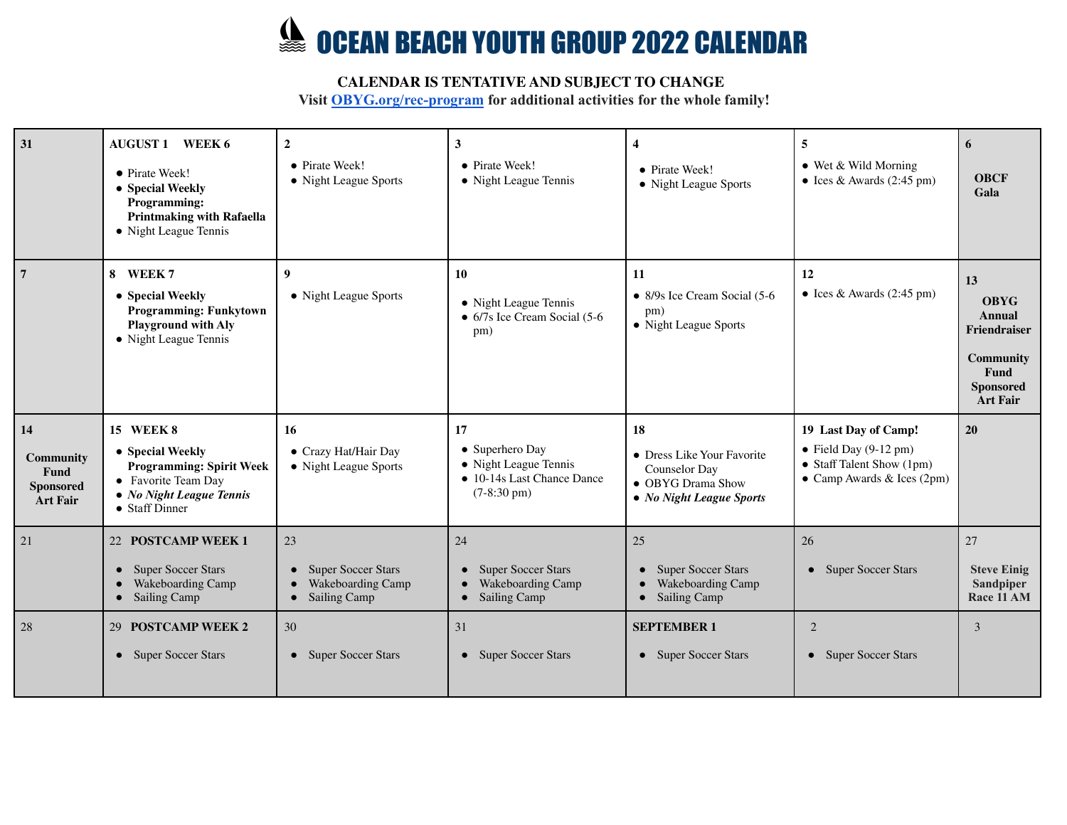# OCEAN BEACH YOUTH GROUP 2022 CALENDAR

**CALENDAR IS TENTATIVE AND SUBJECT TO CHANGE**

**Visit OBYG.org/rec-program for additional activities for the whole family!**

| | | | | | | |
|---|---|---|---|---|---|---|
| **31** | **AUGUST 1 WEEK 6**<br>• Pirate Week!<br>• **Special Weekly Programming: Printmaking with Rafaella**<br>• Night League Tennis | **2**<br>• Pirate Week!<br>• Night League Sports | **3**<br>• Pirate Week!<br>• Night League Tennis | **4**<br>• Pirate Week!<br>• Night League Sports | **5**<br>• Wet & Wild Morning<br>• Ices & Awards (2:45 pm) | **6**<br>**OBCF Gala** |
| **7** | **8 WEEK 7**<br>• **Special Weekly Programming: Funkytown Playground with Aly**<br>• Night League Tennis | **9**<br>• Night League Sports | **10**<br>• Night League Tennis<br>• 6/7s Ice Cream Social (5-6 pm) | **11**<br>• 8/9s Ice Cream Social (5-6 pm)<br>• Night League Sports | **12**<br>• Ices & Awards (2:45 pm) | **13**<br>**OBYG Annual Friendraiser**<br>**Community Fund Sponsored Art Fair** |
| **14**<br>**Community Fund Sponsored Art Fair** | **15 WEEK 8**<br>• **Special Weekly Programming: Spirit Week**<br>• Favorite Team Day<br>• ***No Night League Tennis***<br>• Staff Dinner | **16**<br>• Crazy Hat/Hair Day<br>• Night League Sports | **17**<br>• Superhero Day<br>• Night League Tennis<br>• 10-14s Last Chance Dance (7-8:30 pm) | **18**<br>• Dress Like Your Favorite Counselor Day<br>• OBYG Drama Show<br>• ***No Night League Sports*** | **19 Last Day of Camp!**<br>• Field Day (9-12 pm)<br>• Staff Talent Show (1pm)<br>• Camp Awards & Ices (2pm) | **20** |
| 21 | 22 **POSTCAMP WEEK 1**<br>• Super Soccer Stars<br>• Wakeboarding Camp<br>• Sailing Camp | 23<br>• Super Soccer Stars<br>• Wakeboarding Camp<br>• Sailing Camp | 24<br>• Super Soccer Stars<br>• Wakeboarding Camp<br>• Sailing Camp | 25<br>• Super Soccer Stars<br>• Wakeboarding Camp<br>• Sailing Camp | 26<br>• Super Soccer Stars | 27<br>**Steve Einig Sandpiper Race 11 AM** |
| 28 | 29 **POSTCAMP WEEK 2**<br>• Super Soccer Stars | 30<br>• Super Soccer Stars | 31<br>• Super Soccer Stars | **SEPTEMBER 1**<br>• Super Soccer Stars | 2<br>• Super Soccer Stars | 3 |